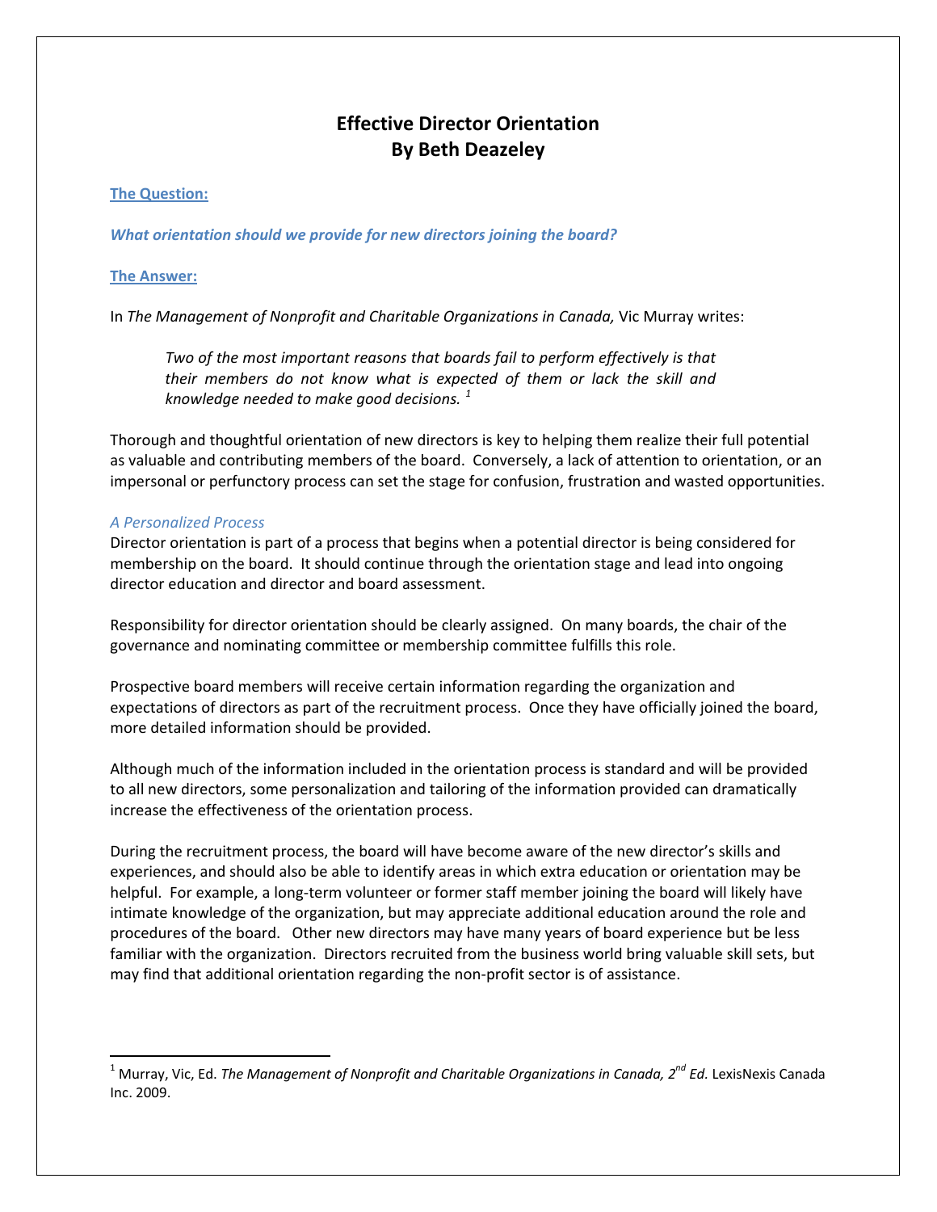# Effective Director Orientation
# By Beth Deazeley

**The Question:**

***What orientation should we provide for new directors joining the board?***

**The Answer:**

In *The Management of Nonprofit and Charitable Organizations in Canada,* Vic Murray writes:

> *Two of the most important reasons that boards fail to perform effectively is that their members do not know what is expected of them or lack the skill and knowledge needed to make good decisions.* [1]

Thorough and thoughtful orientation of new directors is key to helping them realize their full potential as valuable and contributing members of the board. Conversely, a lack of attention to orientation, or an impersonal or perfunctory process can set the stage for confusion, frustration and wasted opportunities.

*A Personalized Process*

Director orientation is part of a process that begins when a potential director is being considered for membership on the board. It should continue through the orientation stage and lead into ongoing director education and director and board assessment.

Responsibility for director orientation should be clearly assigned. On many boards, the chair of the governance and nominating committee or membership committee fulfills this role.

Prospective board members will receive certain information regarding the organization and expectations of directors as part of the recruitment process. Once they have officially joined the board, more detailed information should be provided.

Although much of the information included in the orientation process is standard and will be provided to all new directors, some personalization and tailoring of the information provided can dramatically increase the effectiveness of the orientation process.

During the recruitment process, the board will have become aware of the new director's skills and experiences, and should also be able to identify areas in which extra education or orientation may be helpful. For example, a long-term volunteer or former staff member joining the board will likely have intimate knowledge of the organization, but may appreciate additional education around the role and procedures of the board. Other new directors may have many years of board experience but be less familiar with the organization. Directors recruited from the business world bring valuable skill sets, but may find that additional orientation regarding the non-profit sector is of assistance.

---

[1] Murray, Vic, Ed. *The Management of Nonprofit and Charitable Organizations in Canada, 2nd Ed.* LexisNexis Canada Inc. 2009.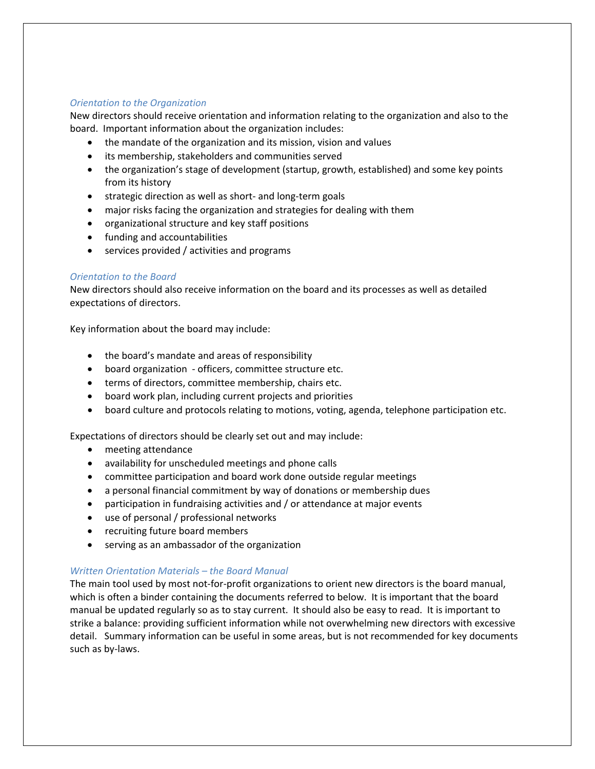### *Orientation to the Organization*

New directors should receive orientation and information relating to the organization and also to the board. Important information about the organization includes:

- the mandate of the organization and its mission, vision and values
- its membership, stakeholders and communities served
- the organization's stage of development (startup, growth, established) and some key points from its history
- strategic direction as well as short- and long-term goals
- major risks facing the organization and strategies for dealing with them
- organizational structure and key staff positions
- funding and accountabilities
- services provided / activities and programs

### *Orientation to the Board*

New directors should also receive information on the board and its processes as well as detailed expectations of directors.

Key information about the board may include:

- the board's mandate and areas of responsibility
- board organization - officers, committee structure etc.
- terms of directors, committee membership, chairs etc.
- board work plan, including current projects and priorities
- board culture and protocols relating to motions, voting, agenda, telephone participation etc.

Expectations of directors should be clearly set out and may include:

- meeting attendance
- availability for unscheduled meetings and phone calls
- committee participation and board work done outside regular meetings
- a personal financial commitment by way of donations or membership dues
- participation in fundraising activities and / or attendance at major events
- use of personal / professional networks
- recruiting future board members
- serving as an ambassador of the organization

### *Written Orientation Materials – the Board Manual*

The main tool used by most not-for-profit organizations to orient new directors is the board manual, which is often a binder containing the documents referred to below. It is important that the board manual be updated regularly so as to stay current. It should also be easy to read. It is important to strike a balance: providing sufficient information while not overwhelming new directors with excessive detail. Summary information can be useful in some areas, but is not recommended for key documents such as by-laws.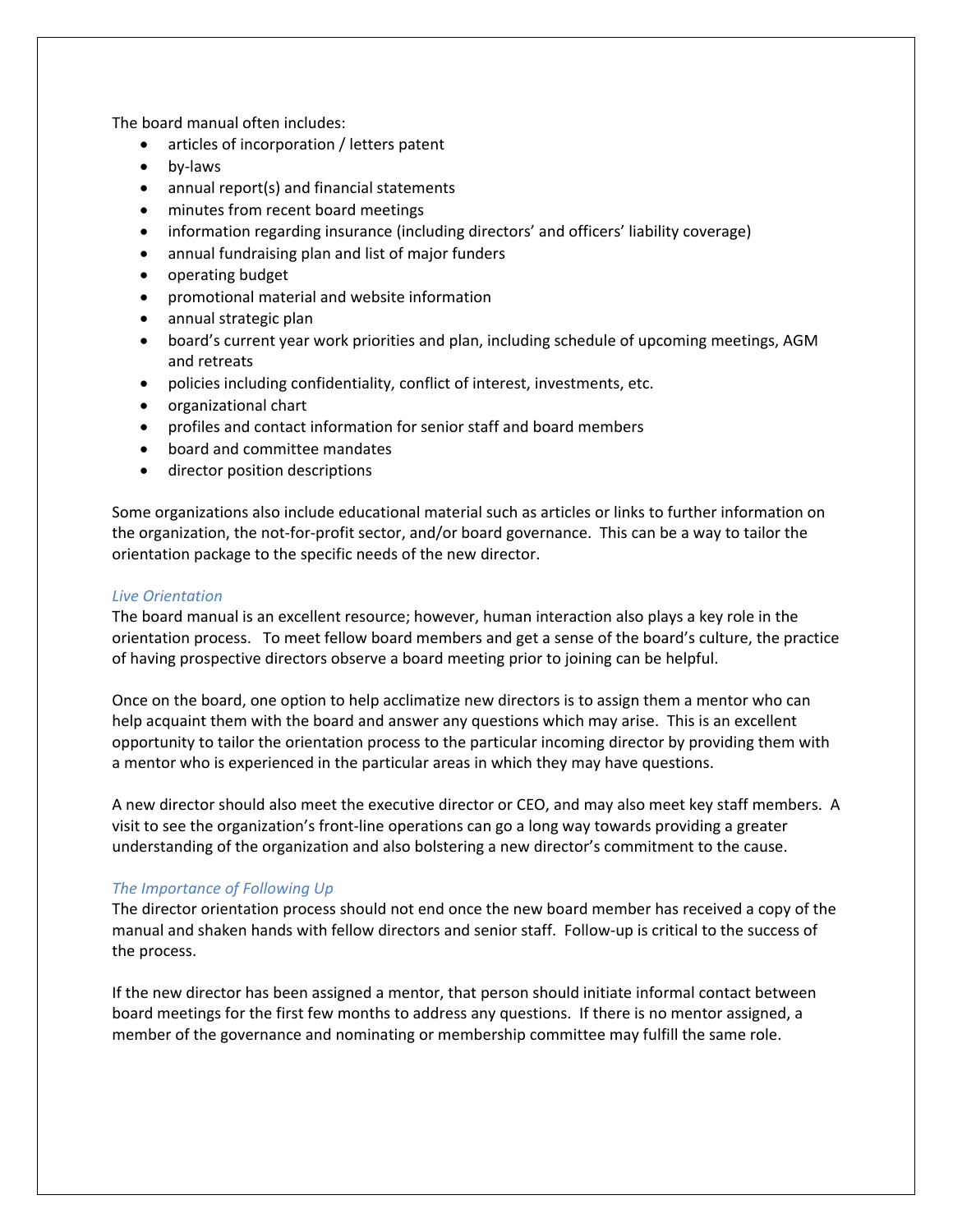The board manual often includes:

- articles of incorporation / letters patent
- by-laws
- annual report(s) and financial statements
- minutes from recent board meetings
- information regarding insurance (including directors' and officers' liability coverage)
- annual fundraising plan and list of major funders
- operating budget
- promotional material and website information
- annual strategic plan
- board's current year work priorities and plan, including schedule of upcoming meetings, AGM and retreats
- policies including confidentiality, conflict of interest, investments, etc.
- organizational chart
- profiles and contact information for senior staff and board members
- board and committee mandates
- director position descriptions

Some organizations also include educational material such as articles or links to further information on the organization, the not-for-profit sector, and/or board governance. This can be a way to tailor the orientation package to the specific needs of the new director.

### *Live Orientation*

The board manual is an excellent resource; however, human interaction also plays a key role in the orientation process. To meet fellow board members and get a sense of the board's culture, the practice of having prospective directors observe a board meeting prior to joining can be helpful.

Once on the board, one option to help acclimatize new directors is to assign them a mentor who can help acquaint them with the board and answer any questions which may arise. This is an excellent opportunity to tailor the orientation process to the particular incoming director by providing them with a mentor who is experienced in the particular areas in which they may have questions.

A new director should also meet the executive director or CEO, and may also meet key staff members. A visit to see the organization's front-line operations can go a long way towards providing a greater understanding of the organization and also bolstering a new director's commitment to the cause.

### *The Importance of Following Up*

The director orientation process should not end once the new board member has received a copy of the manual and shaken hands with fellow directors and senior staff. Follow-up is critical to the success of the process.

If the new director has been assigned a mentor, that person should initiate informal contact between board meetings for the first few months to address any questions. If there is no mentor assigned, a member of the governance and nominating or membership committee may fulfill the same role.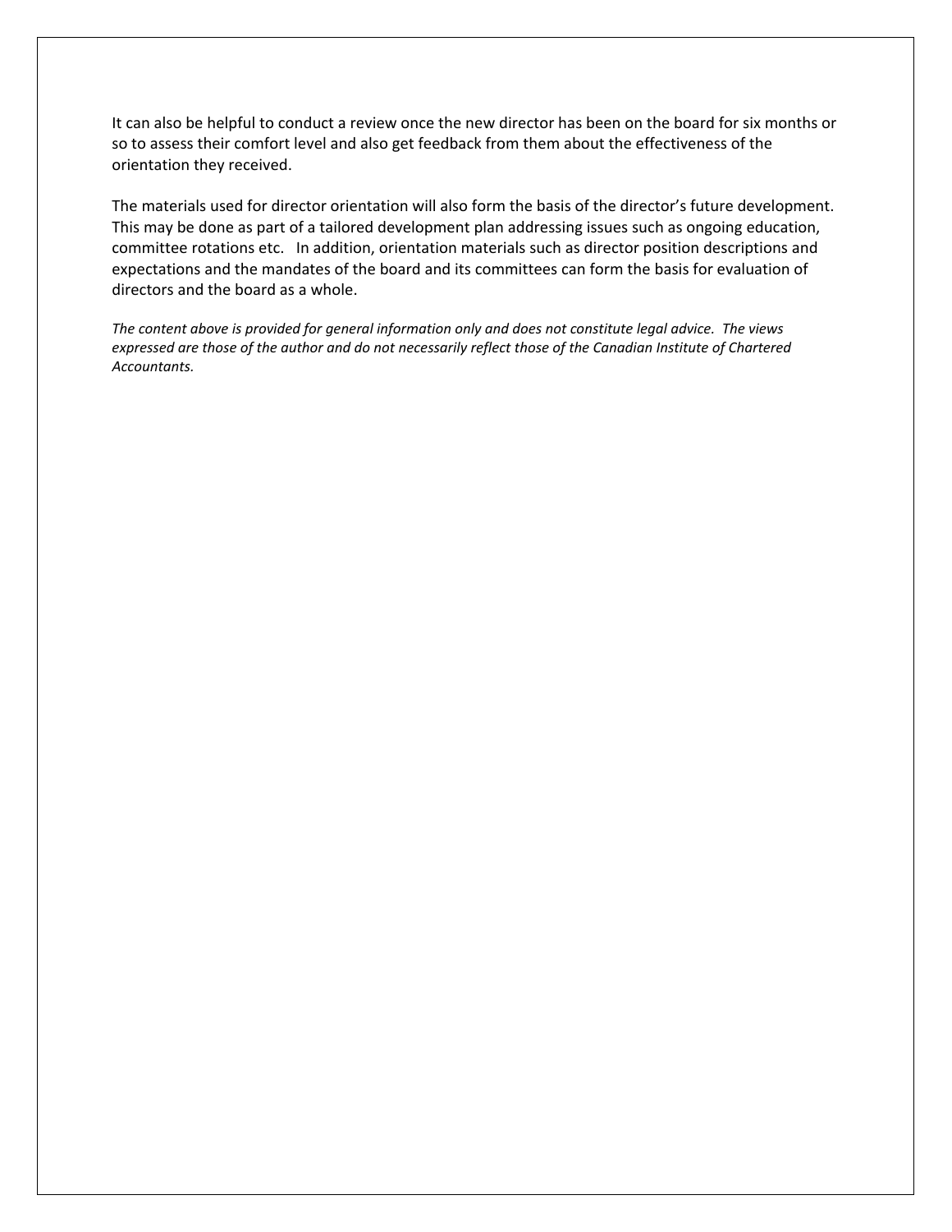It can also be helpful to conduct a review once the new director has been on the board for six months or so to assess their comfort level and also get feedback from them about the effectiveness of the orientation they received.

The materials used for director orientation will also form the basis of the director's future development. This may be done as part of a tailored development plan addressing issues such as ongoing education, committee rotations etc. In addition, orientation materials such as director position descriptions and expectations and the mandates of the board and its committees can form the basis for evaluation of directors and the board as a whole.

*The content above is provided for general information only and does not constitute legal advice. The views expressed are those of the author and do not necessarily reflect those of the Canadian Institute of Chartered Accountants.*